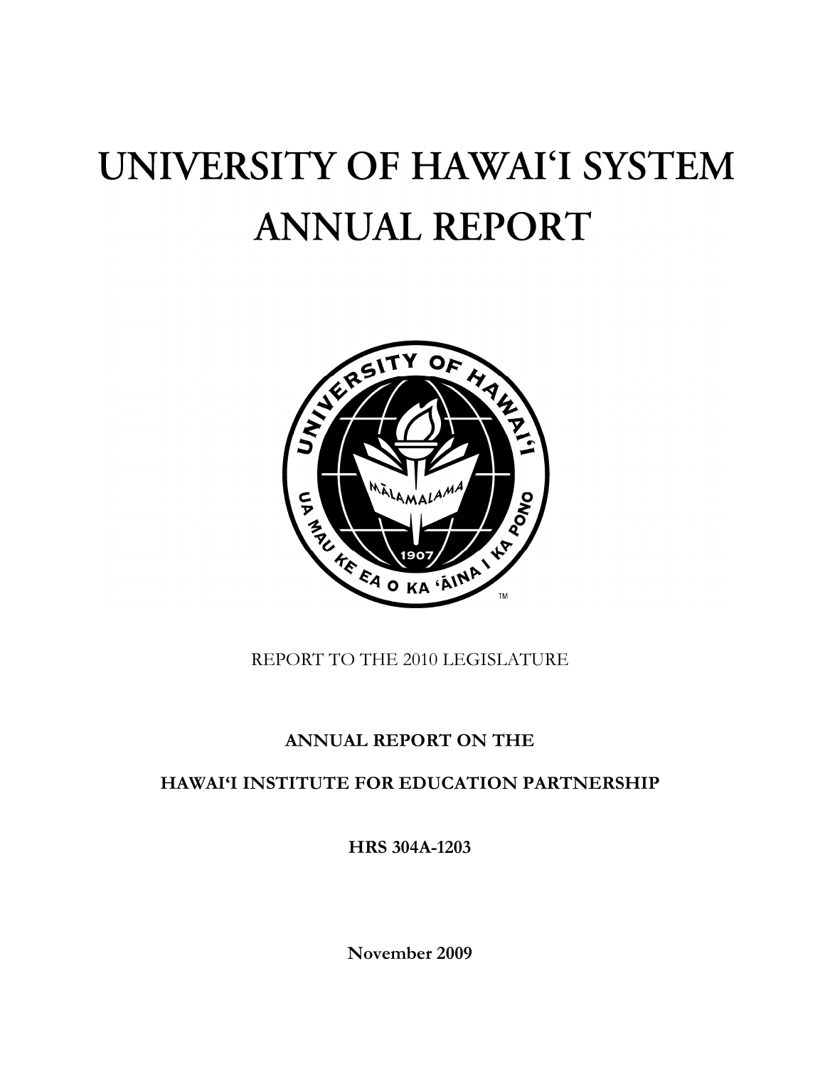# UNIVERSITY OF HAWAIʻI SYSTEM ANNUAL REPORT

REPORT TO THE 2010 LEGISLATURE

**ANNUAL REPORT ON THE**

**HAWAIʻI INSTITUTE FOR EDUCATION PARTNERSHIP**

**HRS 304A-1203**

**November 2009**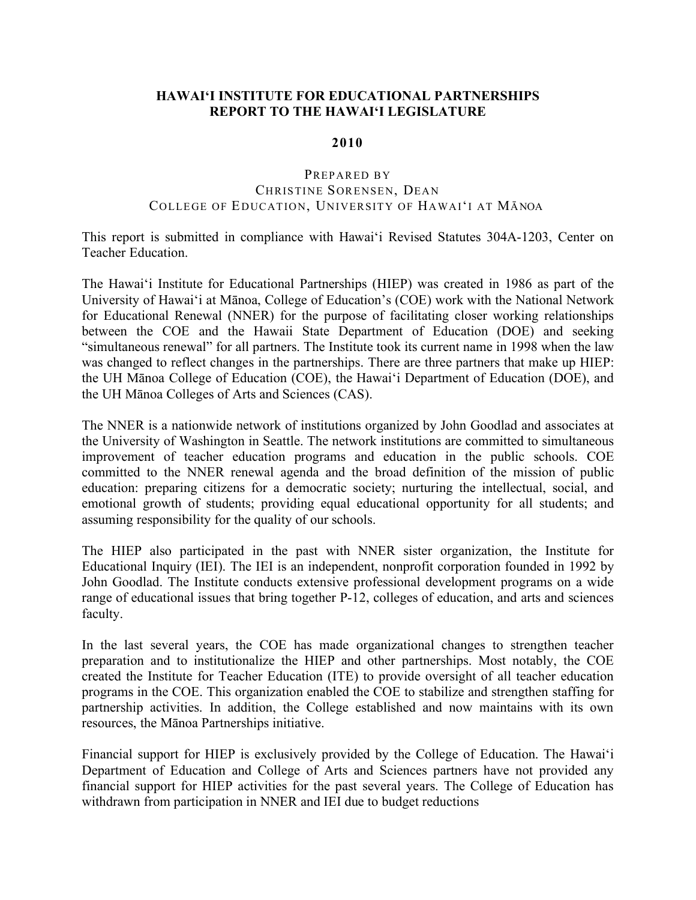# HAWAIʻI INSTITUTE FOR EDUCATIONAL PARTNERSHIPS REPORT TO THE HAWAIʻI LEGISLATURE

## 2010

PREPARED BY
CHRISTINE SORENSEN, DEAN
COLLEGE OF EDUCATION, UNIVERSITY OF HAWAIʻI AT MĀNOA

This report is submitted in compliance with Hawaiʻi Revised Statutes 304A-1203, Center on Teacher Education.

The Hawaiʻi Institute for Educational Partnerships (HIEP) was created in 1986 as part of the University of Hawaiʻi at Mānoa, College of Education's (COE) work with the National Network for Educational Renewal (NNER) for the purpose of facilitating closer working relationships between the COE and the Hawaii State Department of Education (DOE) and seeking "simultaneous renewal" for all partners. The Institute took its current name in 1998 when the law was changed to reflect changes in the partnerships. There are three partners that make up HIEP: the UH Mānoa College of Education (COE), the Hawaiʻi Department of Education (DOE), and the UH Mānoa Colleges of Arts and Sciences (CAS).

The NNER is a nationwide network of institutions organized by John Goodlad and associates at the University of Washington in Seattle. The network institutions are committed to simultaneous improvement of teacher education programs and education in the public schools. COE committed to the NNER renewal agenda and the broad definition of the mission of public education: preparing citizens for a democratic society; nurturing the intellectual, social, and emotional growth of students; providing equal educational opportunity for all students; and assuming responsibility for the quality of our schools.

The HIEP also participated in the past with NNER sister organization, the Institute for Educational Inquiry (IEI). The IEI is an independent, nonprofit corporation founded in 1992 by John Goodlad. The Institute conducts extensive professional development programs on a wide range of educational issues that bring together P-12, colleges of education, and arts and sciences faculty.

In the last several years, the COE has made organizational changes to strengthen teacher preparation and to institutionalize the HIEP and other partnerships. Most notably, the COE created the Institute for Teacher Education (ITE) to provide oversight of all teacher education programs in the COE. This organization enabled the COE to stabilize and strengthen staffing for partnership activities. In addition, the College established and now maintains with its own resources, the Mānoa Partnerships initiative.

Financial support for HIEP is exclusively provided by the College of Education. The Hawaiʻi Department of Education and College of Arts and Sciences partners have not provided any financial support for HIEP activities for the past several years. The College of Education has withdrawn from participation in NNER and IEI due to budget reductions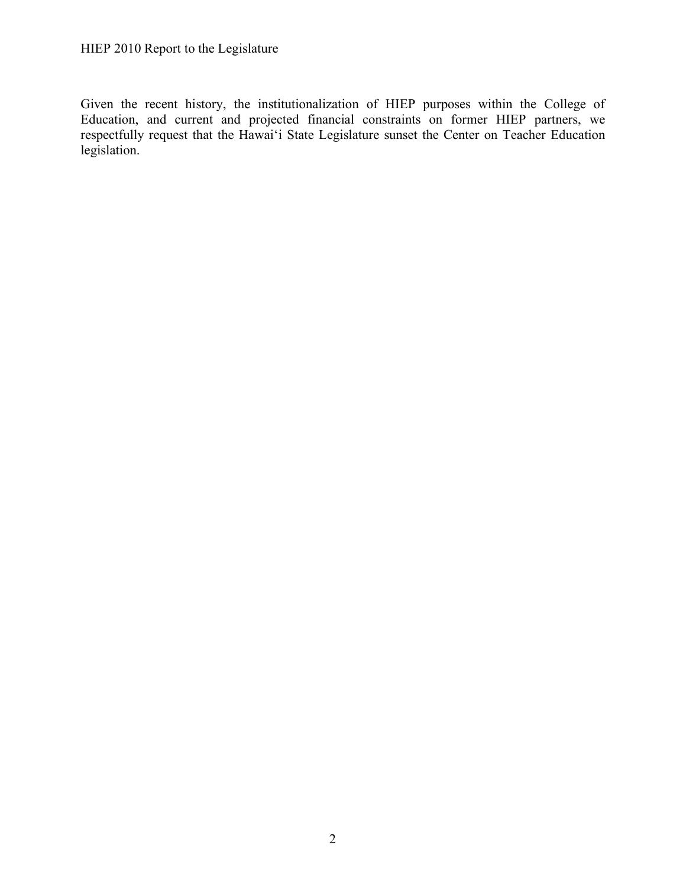Given the recent history, the institutionalization of HIEP purposes within the College of Education, and current and projected financial constraints on former HIEP partners, we respectfully request that the Hawai‘i State Legislature sunset the Center on Teacher Education legislation.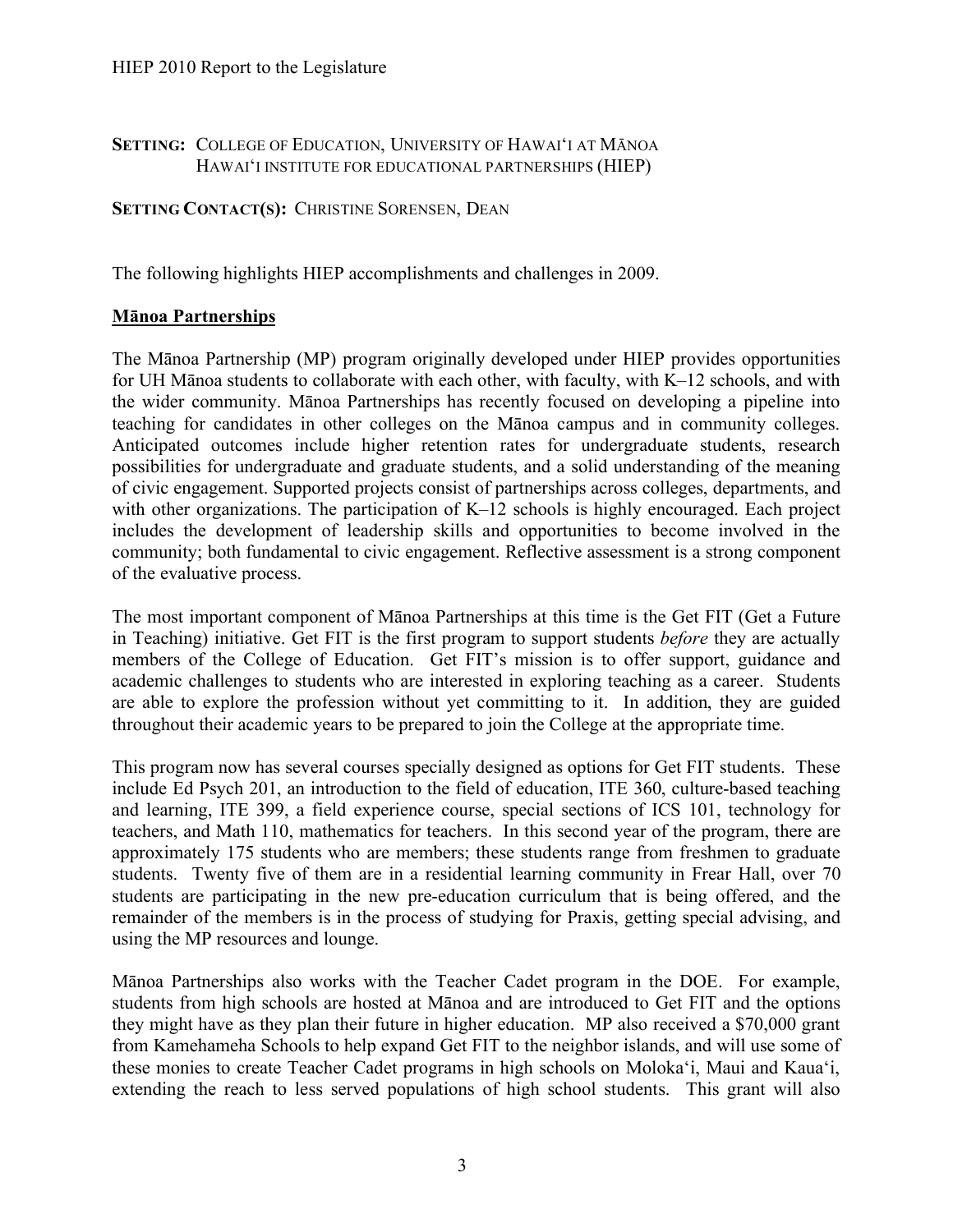**SETTING:** COLLEGE OF EDUCATION, UNIVERSITY OF HAWAIʻI AT MĀNOA
HAWAIʻI INSTITUTE FOR EDUCATIONAL PARTNERSHIPS (HIEP)

**SETTING CONTACT(S):** CHRISTINE SORENSEN, DEAN

The following highlights HIEP accomplishments and challenges in 2009.

## Mānoa Partnerships

The Mānoa Partnership (MP) program originally developed under HIEP provides opportunities for UH Mānoa students to collaborate with each other, with faculty, with K–12 schools, and with the wider community. Mānoa Partnerships has recently focused on developing a pipeline into teaching for candidates in other colleges on the Mānoa campus and in community colleges. Anticipated outcomes include higher retention rates for undergraduate students, research possibilities for undergraduate and graduate students, and a solid understanding of the meaning of civic engagement. Supported projects consist of partnerships across colleges, departments, and with other organizations. The participation of K–12 schools is highly encouraged. Each project includes the development of leadership skills and opportunities to become involved in the community; both fundamental to civic engagement. Reflective assessment is a strong component of the evaluative process.

The most important component of Mānoa Partnerships at this time is the Get FIT (Get a Future in Teaching) initiative. Get FIT is the first program to support students *before* they are actually members of the College of Education. Get FIT's mission is to offer support, guidance and academic challenges to students who are interested in exploring teaching as a career. Students are able to explore the profession without yet committing to it. In addition, they are guided throughout their academic years to be prepared to join the College at the appropriate time.

This program now has several courses specially designed as options for Get FIT students. These include Ed Psych 201, an introduction to the field of education, ITE 360, culture-based teaching and learning, ITE 399, a field experience course, special sections of ICS 101, technology for teachers, and Math 110, mathematics for teachers. In this second year of the program, there are approximately 175 students who are members; these students range from freshmen to graduate students. Twenty five of them are in a residential learning community in Frear Hall, over 70 students are participating in the new pre-education curriculum that is being offered, and the remainder of the members is in the process of studying for Praxis, getting special advising, and using the MP resources and lounge.

Mānoa Partnerships also works with the Teacher Cadet program in the DOE. For example, students from high schools are hosted at Mānoa and are introduced to Get FIT and the options they might have as they plan their future in higher education. MP also received a $70,000 grant from Kamehameha Schools to help expand Get FIT to the neighbor islands, and will use some of these monies to create Teacher Cadet programs in high schools on Molokaʻi, Maui and Kauaʻi, extending the reach to less served populations of high school students. This grant will also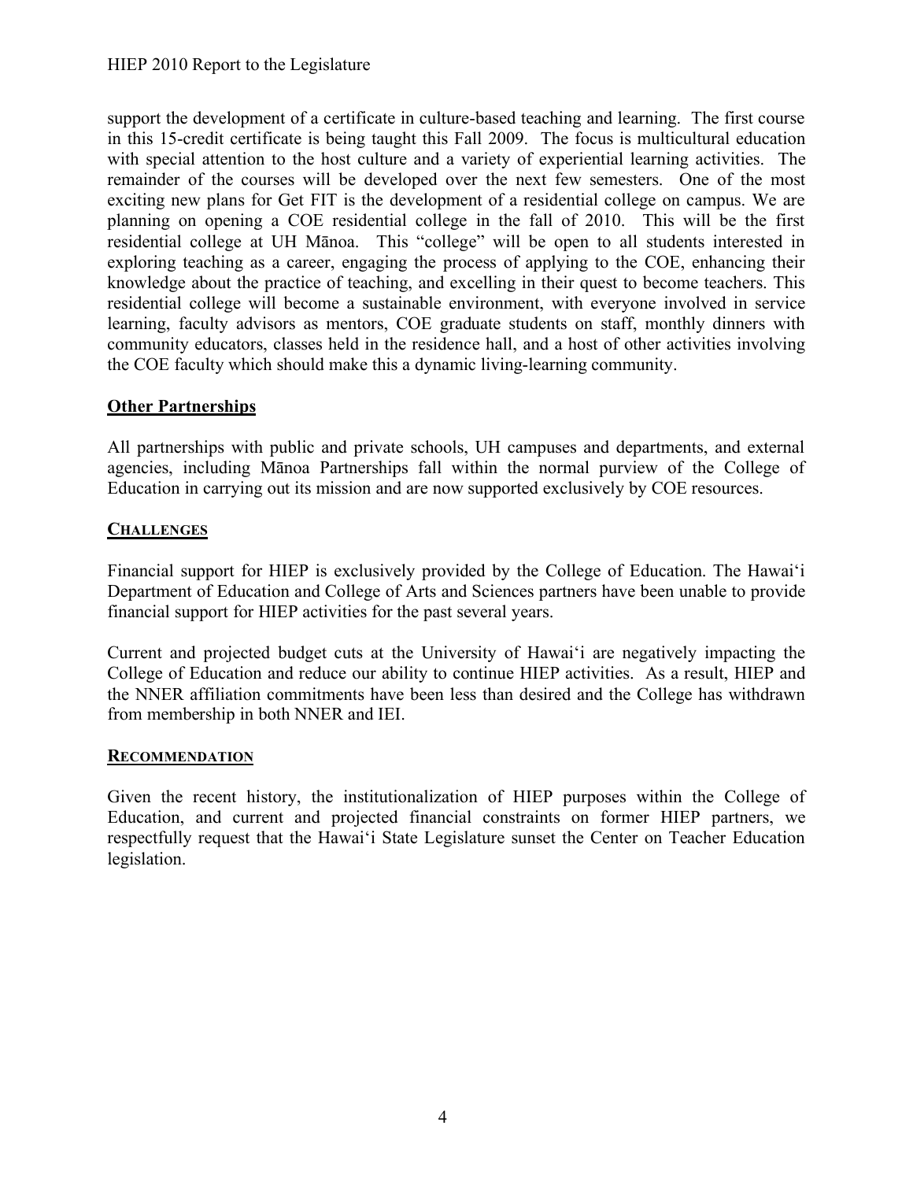support the development of a certificate in culture-based teaching and learning. The first course in this 15-credit certificate is being taught this Fall 2009. The focus is multicultural education with special attention to the host culture and a variety of experiential learning activities. The remainder of the courses will be developed over the next few semesters. One of the most exciting new plans for Get FIT is the development of a residential college on campus. We are planning on opening a COE residential college in the fall of 2010. This will be the first residential college at UH Mānoa. This "college" will be open to all students interested in exploring teaching as a career, engaging the process of applying to the COE, enhancing their knowledge about the practice of teaching, and excelling in their quest to become teachers. This residential college will become a sustainable environment, with everyone involved in service learning, faculty advisors as mentors, COE graduate students on staff, monthly dinners with community educators, classes held in the residence hall, and a host of other activities involving the COE faculty which should make this a dynamic living-learning community.

### Other Partnerships

All partnerships with public and private schools, UH campuses and departments, and external agencies, including Mānoa Partnerships fall within the normal purview of the College of Education in carrying out its mission and are now supported exclusively by COE resources.

## Challenges

Financial support for HIEP is exclusively provided by the College of Education. The Hawai'i Department of Education and College of Arts and Sciences partners have been unable to provide financial support for HIEP activities for the past several years.

Current and projected budget cuts at the University of Hawai'i are negatively impacting the College of Education and reduce our ability to continue HIEP activities. As a result, HIEP and the NNER affiliation commitments have been less than desired and the College has withdrawn from membership in both NNER and IEI.

## Recommendation

Given the recent history, the institutionalization of HIEP purposes within the College of Education, and current and projected financial constraints on former HIEP partners, we respectfully request that the Hawai'i State Legislature sunset the Center on Teacher Education legislation.